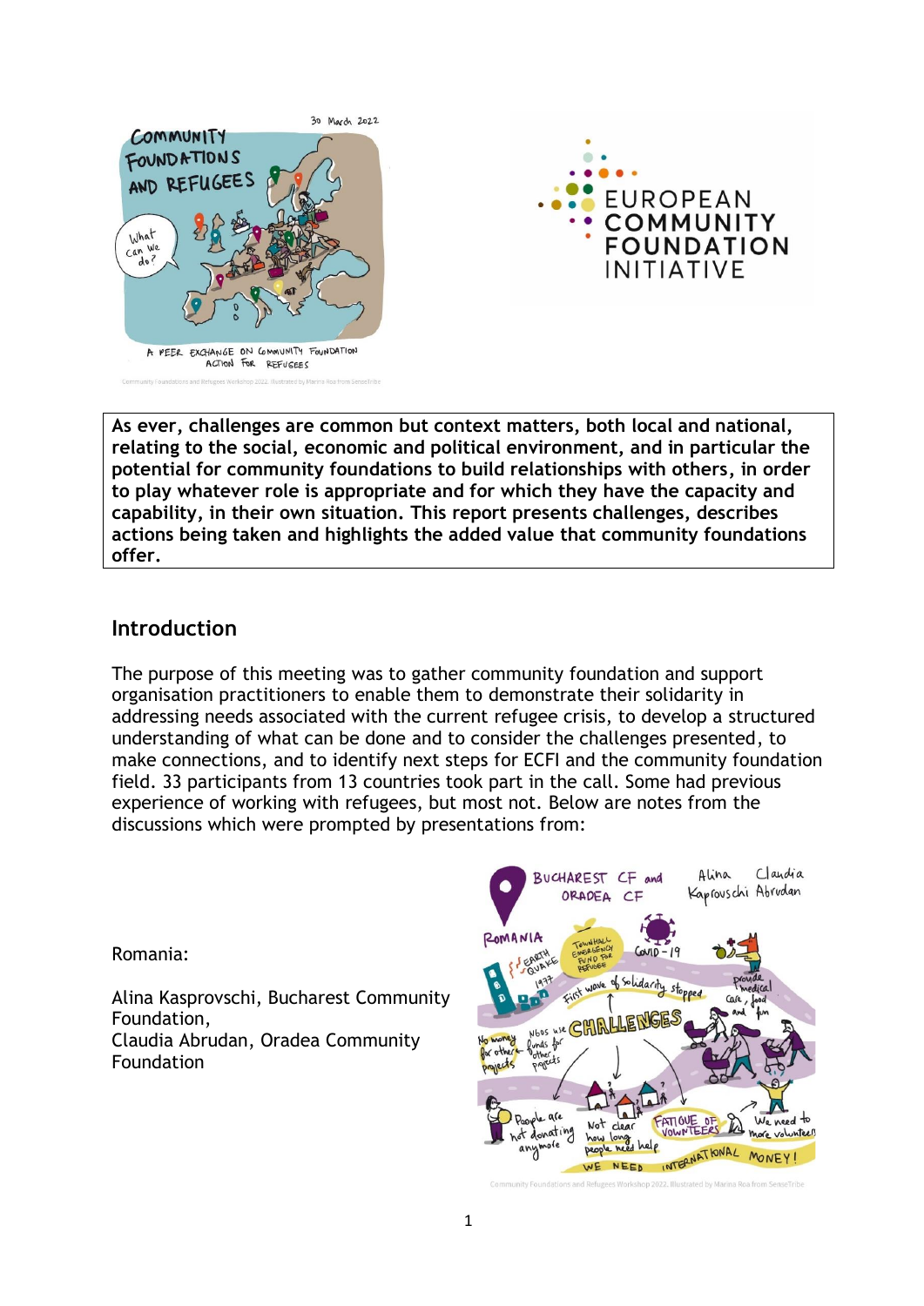**As ever, challenges are common but context matters, both local and national, relating to the social, economic and political environment, and in particular the potential for community foundations to build relationships with others, in order to play whatever role is appropriate and for which they have the capacity and capability, in their own situation. This report presents challenges, describes actions being taken and highlights the added value that community foundations offer.**

## Introduction

The purpose of this meeting was to gather community foundation and support organisation practitioners to enable them to demonstrate their solidarity in addressing needs associated with the current refugee crisis, to develop a structured understanding of what can be done and to consider the challenges presented, to make connections, and to identify next steps for ECFI and the community foundation field. 33 participants from 13 countries took part in the call. Some had previous experience of working with refugees, but most not. Below are notes from the discussions which were prompted by presentations from:

Romania:

Alina Kasprovschi, Bucharest Community Foundation,
Claudia Abrudan, Oradea Community Foundation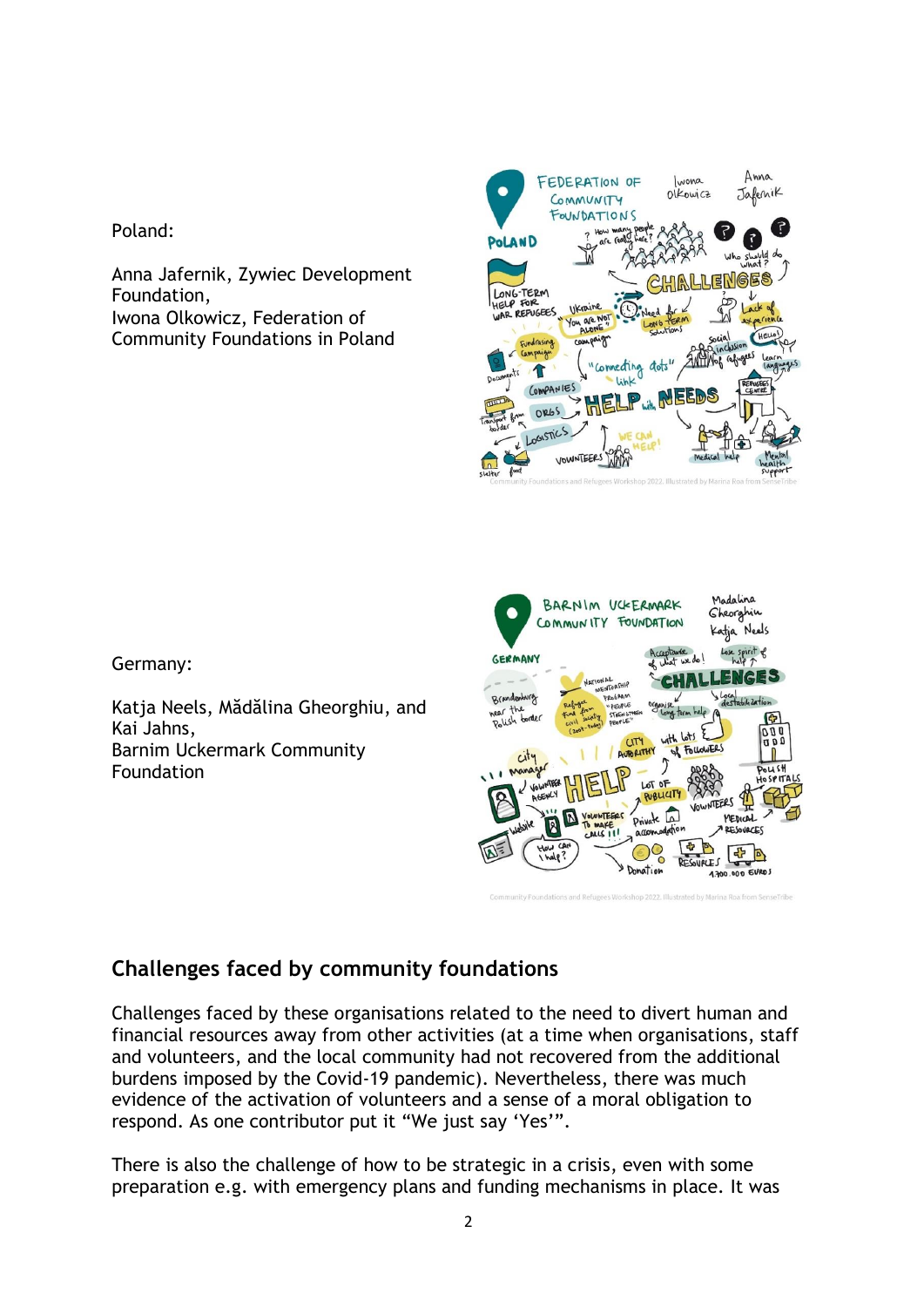Poland:

Anna Jafernik, Zywiec Development Foundation,
Iwona Olkowicz, Federation of Community Foundations in Poland

Germany:

Katja Neels, Mădălina Gheorghiu, and Kai Jahns,
Barnim Uckermark Community Foundation

## Challenges faced by community foundations

Challenges faced by these organisations related to the need to divert human and financial resources away from other activities (at a time when organisations, staff and volunteers, and the local community had not recovered from the additional burdens imposed by the Covid-19 pandemic). Nevertheless, there was much evidence of the activation of volunteers and a sense of a moral obligation to respond. As one contributor put it "We just say 'Yes'".

There is also the challenge of how to be strategic in a crisis, even with some preparation e.g. with emergency plans and funding mechanisms in place. It was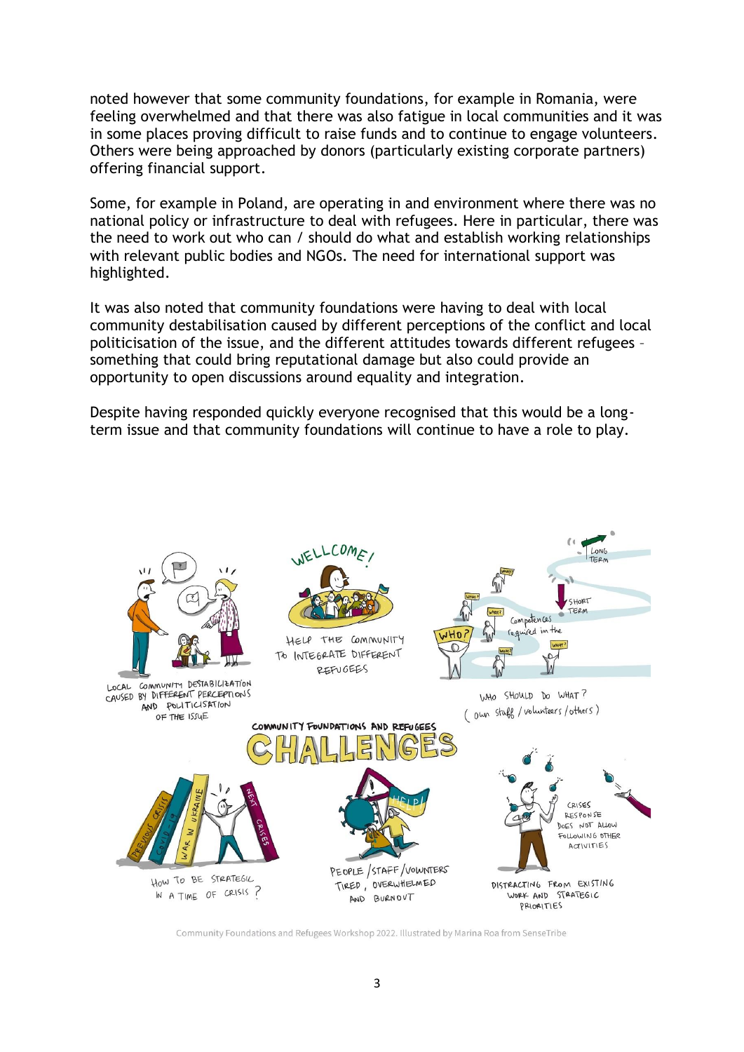noted however that some community foundations, for example in Romania, were feeling overwhelmed and that there was also fatigue in local communities and it was in some places proving difficult to raise funds and to continue to engage volunteers. Others were being approached by donors (particularly existing corporate partners) offering financial support.

Some, for example in Poland, are operating in and environment where there was no national policy or infrastructure to deal with refugees. Here in particular, there was the need to work out who can / should do what and establish working relationships with relevant public bodies and NGOs. The need for international support was highlighted.

It was also noted that community foundations were having to deal with local community destabilisation caused by different perceptions of the conflict and local politicisation of the issue, and the different attitudes towards different refugees – something that could bring reputational damage but also could provide an opportunity to open discussions around equality and integration.

Despite having responded quickly everyone recognised that this would be a long-term issue and that community foundations will continue to have a role to play.

Community Foundations and Refugees Workshop 2022. Illustrated by Marina Roa from SenseTribe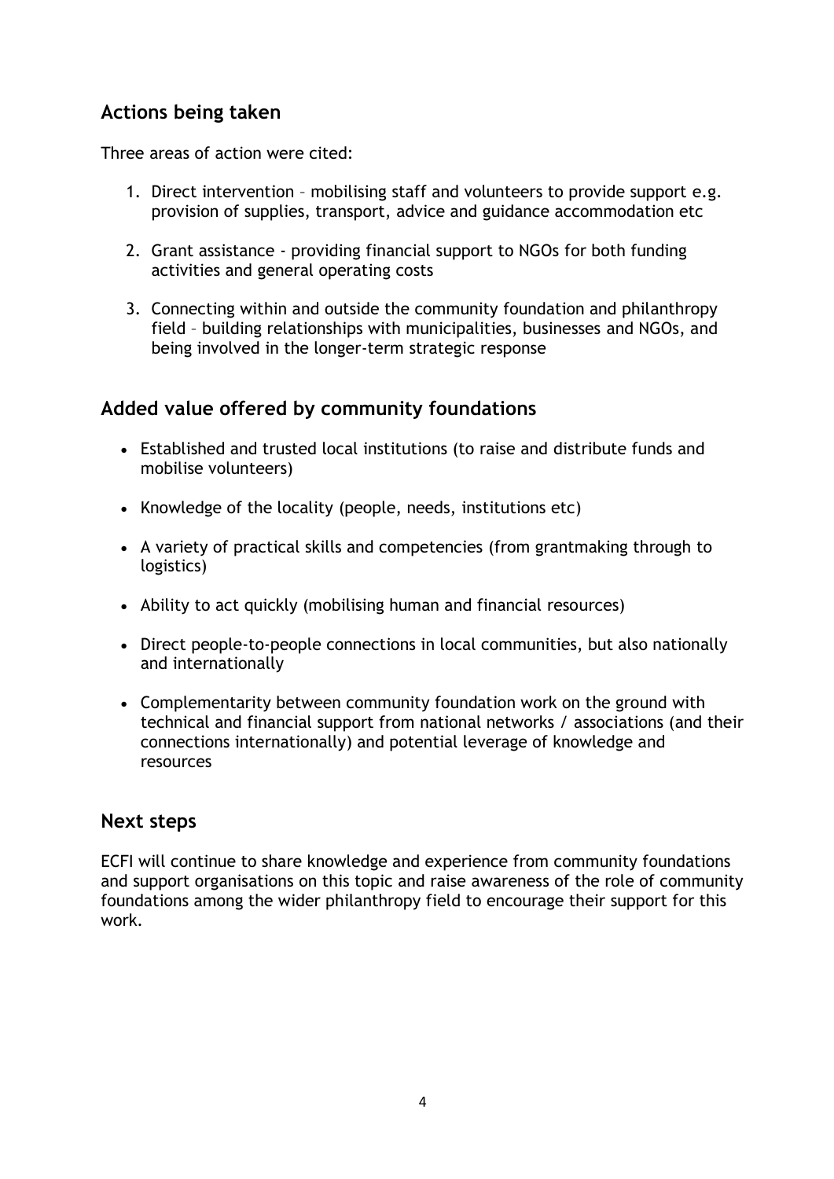## Actions being taken

Three areas of action were cited:

1. Direct intervention – mobilising staff and volunteers to provide support e.g. provision of supplies, transport, advice and guidance accommodation etc
2. Grant assistance - providing financial support to NGOs for both funding activities and general operating costs
3. Connecting within and outside the community foundation and philanthropy field – building relationships with municipalities, businesses and NGOs, and being involved in the longer-term strategic response

## Added value offered by community foundations

- Established and trusted local institutions (to raise and distribute funds and mobilise volunteers)
- Knowledge of the locality (people, needs, institutions etc)
- A variety of practical skills and competencies (from grantmaking through to logistics)
- Ability to act quickly (mobilising human and financial resources)
- Direct people-to-people connections in local communities, but also nationally and internationally
- Complementarity between community foundation work on the ground with technical and financial support from national networks / associations (and their connections internationally) and potential leverage of knowledge and resources

## Next steps

ECFI will continue to share knowledge and experience from community foundations and support organisations on this topic and raise awareness of the role of community foundations among the wider philanthropy field to encourage their support for this work.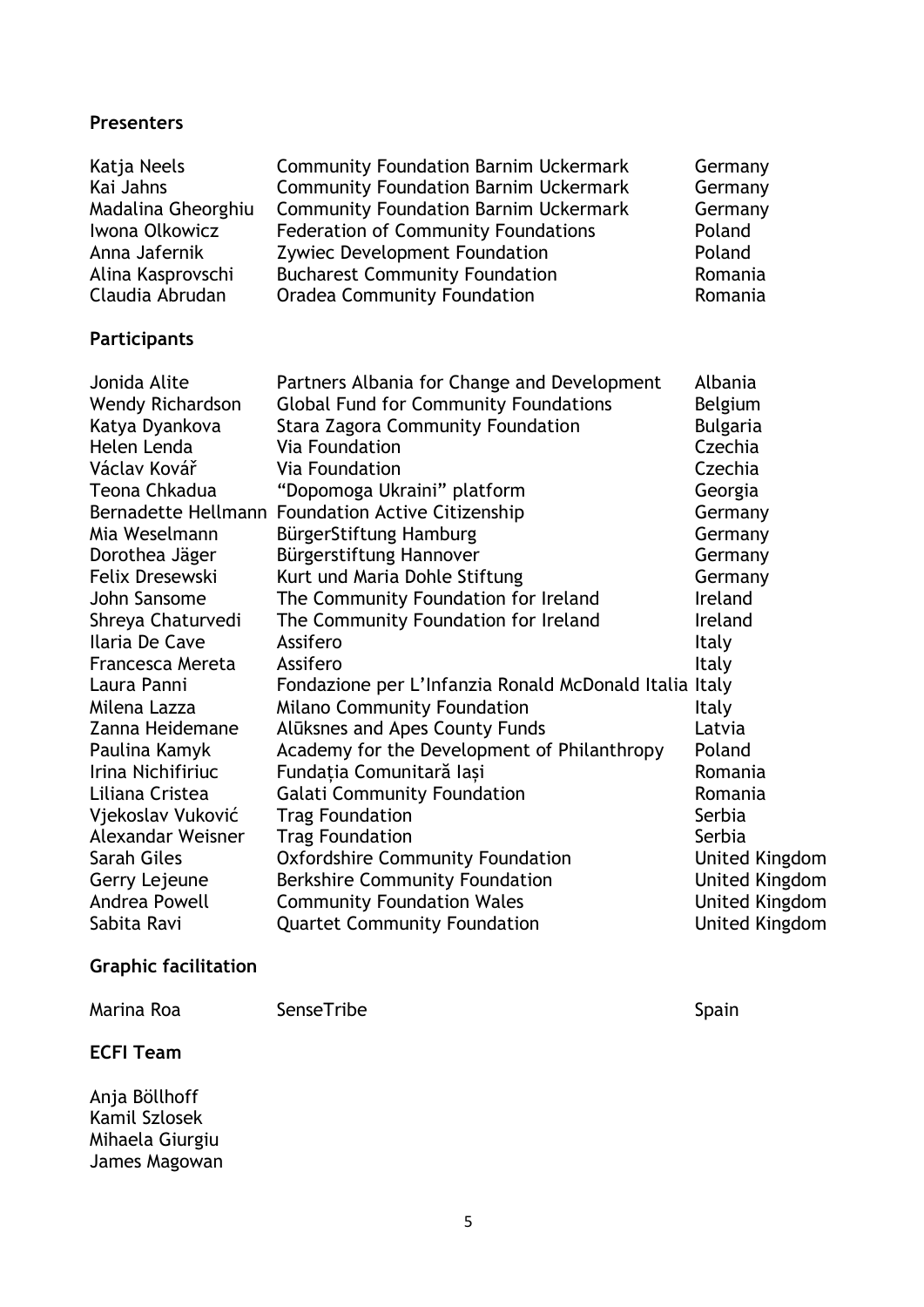**Presenters**

| | | |
|---|---|---|
| Katja Neels | Community Foundation Barnim Uckermark | Germany |
| Kai Jahns | Community Foundation Barnim Uckermark | Germany |
| Madalina Gheorghiu | Community Foundation Barnim Uckermark | Germany |
| Iwona Olkowicz | Federation of Community Foundations | Poland |
| Anna Jafernik | Zywiec Development Foundation | Poland |
| Alina Kasprovschi | Bucharest Community Foundation | Romania |
| Claudia Abrudan | Oradea Community Foundation | Romania |

**Participants**

| | | |
|---|---|---|
| Jonida Alite | Partners Albania for Change and Development | Albania |
| Wendy Richardson | Global Fund for Community Foundations | Belgium |
| Katya Dyankova | Stara Zagora Community Foundation | Bulgaria |
| Helen Lenda | Via Foundation | Czechia |
| Václav Kovář | Via Foundation | Czechia |
| Teona Chkadua | “Dopomoga Ukraini” platform | Georgia |
| Bernadette Hellmann | Foundation Active Citizenship | Germany |
| Mia Weselmann | BürgerStiftung Hamburg | Germany |
| Dorothea Jäger | Bürgerstiftung Hannover | Germany |
| Felix Dresewski | Kurt und Maria Dohle Stiftung | Germany |
| John Sansome | The Community Foundation for Ireland | Ireland |
| Shreya Chaturvedi | The Community Foundation for Ireland | Ireland |
| Ilaria De Cave | Assifero | Italy |
| Francesca Mereta | Assifero | Italy |
| Laura Panni | Fondazione per L’Infanzia Ronald McDonald Italia | Italy |
| Milena Lazza | Milano Community Foundation | Italy |
| Zanna Heidemane | Alūksnes and Apes County Funds | Latvia |
| Paulina Kamyk | Academy for the Development of Philanthropy | Poland |
| Irina Nichifiriuc | Fundația Comunitară Iași | Romania |
| Liliana Cristea | Galati Community Foundation | Romania |
| Vjekoslav Vuković | Trag Foundation | Serbia |
| Alexandar Weisner | Trag Foundation | Serbia |
| Sarah Giles | Oxfordshire Community Foundation | United Kingdom |
| Gerry Lejeune | Berkshire Community Foundation | United Kingdom |
| Andrea Powell | Community Foundation Wales | United Kingdom |
| Sabita Ravi | Quartet Community Foundation | United Kingdom |

**Graphic facilitation**

| | | |
|---|---|---|
| Marina Roa | SenseTribe | Spain |

**ECFI Team**

Anja Böllhoff
Kamil Szlosek
Mihaela Giurgiu
James Magowan